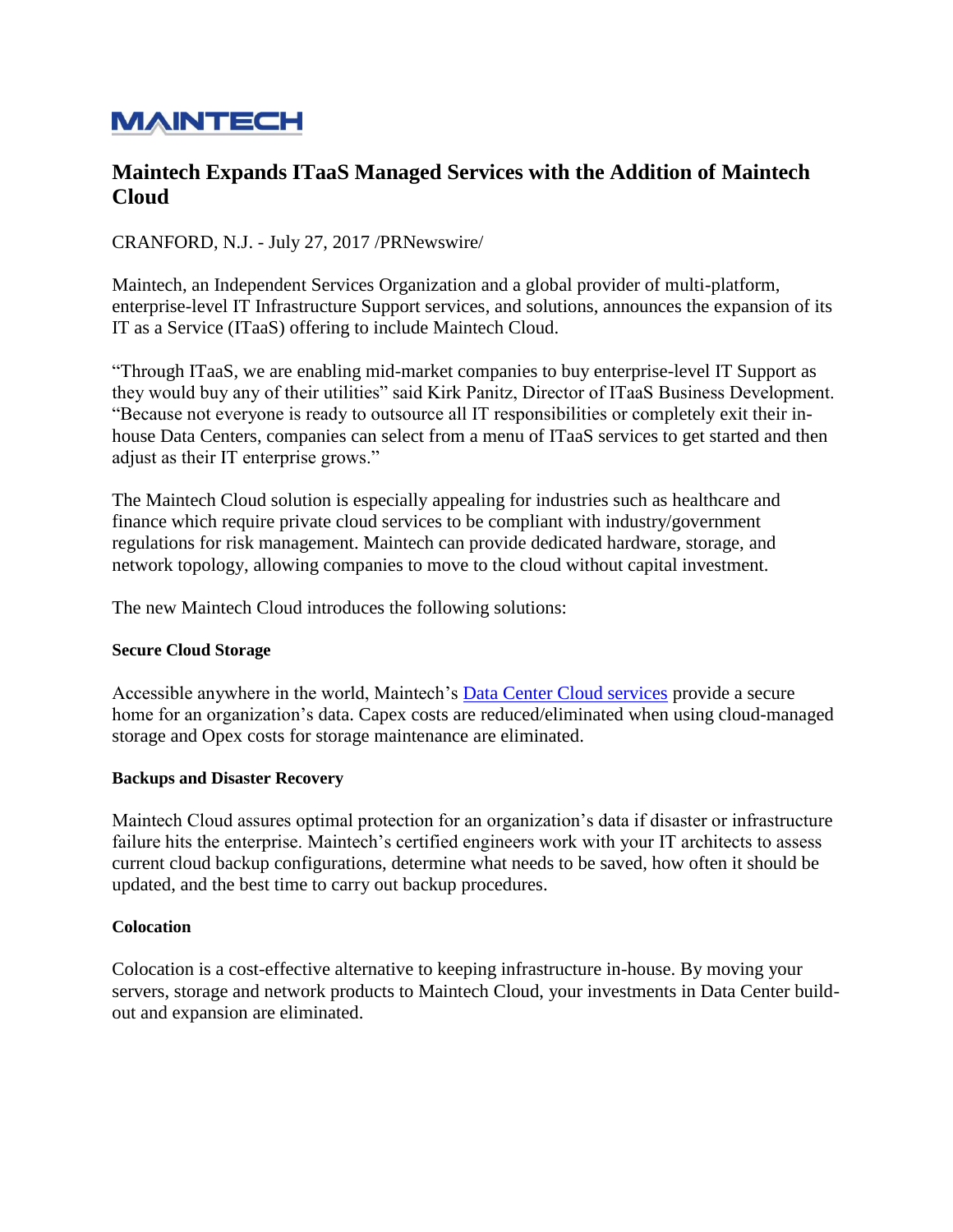MAINTECH

# Maintech Expands ITaaS Managed Services with the Addition of Maintech Cloud

CRANFORD, N.J. - July 27, 2017 /PRNewswire/

Maintech, an Independent Services Organization and a global provider of multi-platform, enterprise-level IT Infrastructure Support services, and solutions, announces the expansion of its IT as a Service (ITaaS) offering to include Maintech Cloud.

"Through ITaaS, we are enabling mid-market companies to buy enterprise-level IT Support as they would buy any of their utilities" said Kirk Panitz, Director of ITaaS Business Development. "Because not everyone is ready to outsource all IT responsibilities or completely exit their in-house Data Centers, companies can select from a menu of ITaaS services to get started and then adjust as their IT enterprise grows."

The Maintech Cloud solution is especially appealing for industries such as healthcare and finance which require private cloud services to be compliant with industry/government regulations for risk management. Maintech can provide dedicated hardware, storage, and network topology, allowing companies to move to the cloud without capital investment.

The new Maintech Cloud introduces the following solutions:

#### Secure Cloud Storage

Accessible anywhere in the world, Maintech's Data Center Cloud services provide a secure home for an organization's data. Capex costs are reduced/eliminated when using cloud-managed storage and Opex costs for storage maintenance are eliminated.

#### Backups and Disaster Recovery

Maintech Cloud assures optimal protection for an organization's data if disaster or infrastructure failure hits the enterprise. Maintech's certified engineers work with your IT architects to assess current cloud backup configurations, determine what needs to be saved, how often it should be updated, and the best time to carry out backup procedures.

#### Colocation

Colocation is a cost-effective alternative to keeping infrastructure in-house. By moving your servers, storage and network products to Maintech Cloud, your investments in Data Center build-out and expansion are eliminated.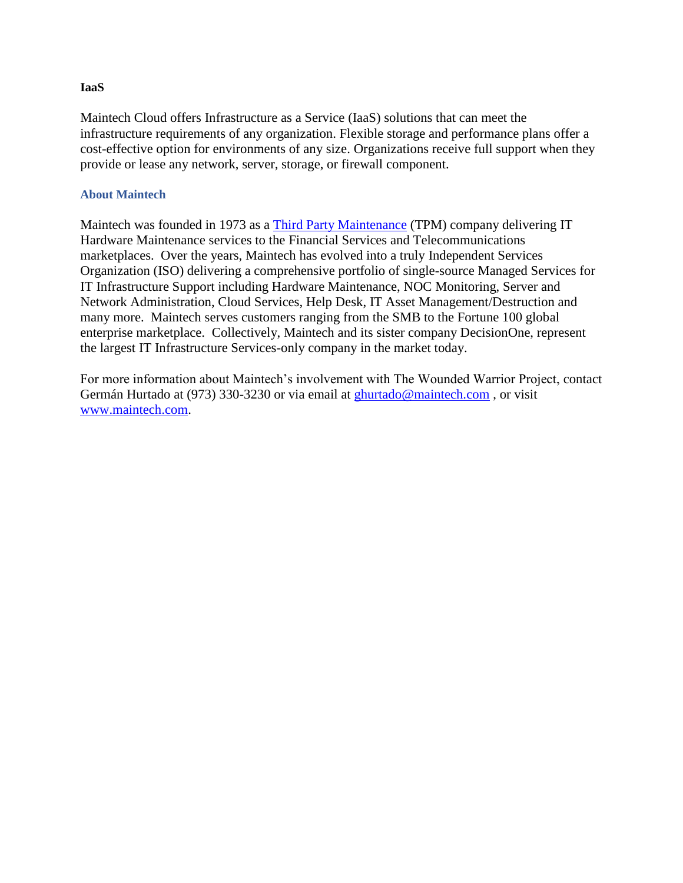**IaaS**

Maintech Cloud offers Infrastructure as a Service (IaaS) solutions that can meet the infrastructure requirements of any organization. Flexible storage and performance plans offer a cost-effective option for environments of any size. Organizations receive full support when they provide or lease any network, server, storage, or firewall component.

### About Maintech

Maintech was founded in 1973 as a Third Party Maintenance (TPM) company delivering IT Hardware Maintenance services to the Financial Services and Telecommunications marketplaces. Over the years, Maintech has evolved into a truly Independent Services Organization (ISO) delivering a comprehensive portfolio of single-source Managed Services for IT Infrastructure Support including Hardware Maintenance, NOC Monitoring, Server and Network Administration, Cloud Services, Help Desk, IT Asset Management/Destruction and many more. Maintech serves customers ranging from the SMB to the Fortune 100 global enterprise marketplace. Collectively, Maintech and its sister company DecisionOne, represent the largest IT Infrastructure Services-only company in the market today.

For more information about Maintech's involvement with The Wounded Warrior Project, contact Germán Hurtado at (973) 330-3230 or via email at ghurtado@maintech.com , or visit www.maintech.com.